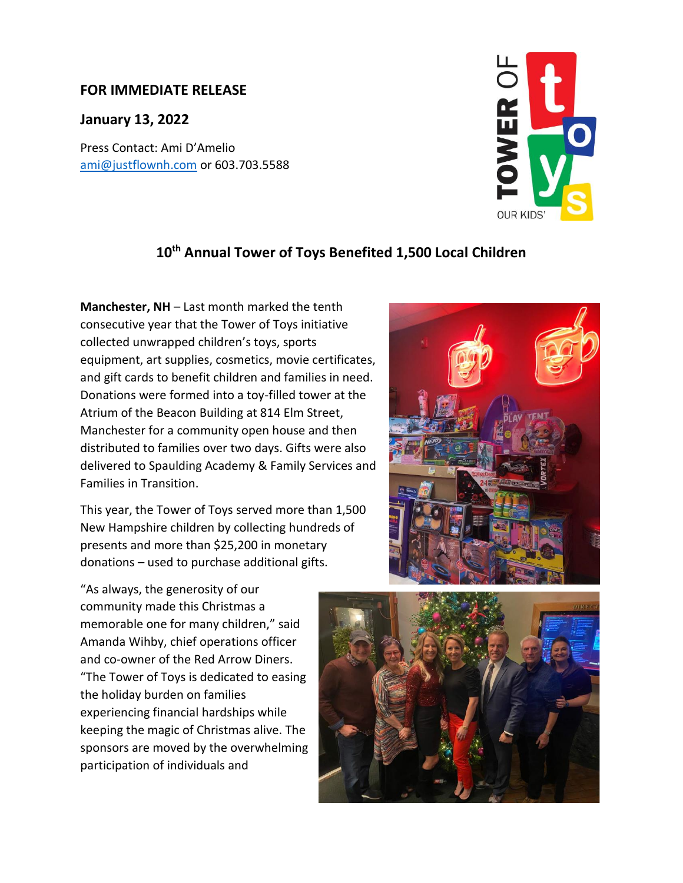**FOR IMMEDIATE RELEASE**

**January 13, 2022**

Press Contact: Ami D'Amelio
ami@justflownh.com or 603.703.5588

## 10th Annual Tower of Toys Benefited 1,500 Local Children

**Manchester, NH** – Last month marked the tenth consecutive year that the Tower of Toys initiative collected unwrapped children's toys, sports equipment, art supplies, cosmetics, movie certificates, and gift cards to benefit children and families in need. Donations were formed into a toy-filled tower at the Atrium of the Beacon Building at 814 Elm Street, Manchester for a community open house and then distributed to families over two days. Gifts were also delivered to Spaulding Academy & Family Services and Families in Transition.

This year, the Tower of Toys served more than 1,500 New Hampshire children by collecting hundreds of presents and more than $25,200 in monetary donations – used to purchase additional gifts.

"As always, the generosity of our community made this Christmas a memorable one for many children," said Amanda Wihby, chief operations officer and co-owner of the Red Arrow Diners. "The Tower of Toys is dedicated to easing the holiday burden on families experiencing financial hardships while keeping the magic of Christmas alive. The sponsors are moved by the overwhelming participation of individuals and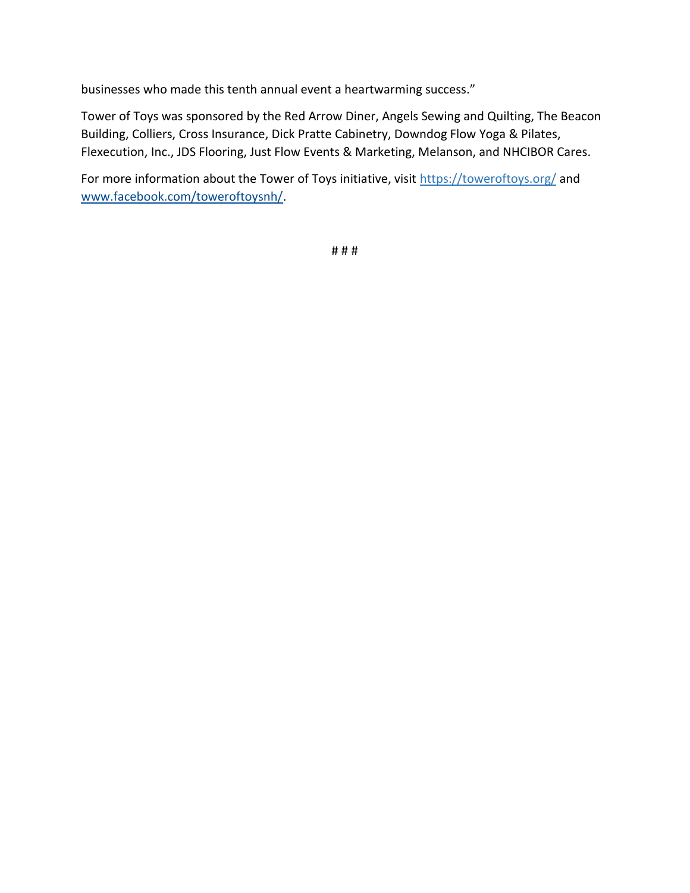businesses who made this tenth annual event a heartwarming success."

Tower of Toys was sponsored by the Red Arrow Diner, Angels Sewing and Quilting, The Beacon Building, Colliers, Cross Insurance, Dick Pratte Cabinetry, Downdog Flow Yoga & Pilates, Flexecution, Inc., JDS Flooring, Just Flow Events & Marketing, Melanson, and NHCIBOR Cares.

For more information about the Tower of Toys initiative, visit https://toweroftoys.org/ and www.facebook.com/toweroftoysnh/.

# # #